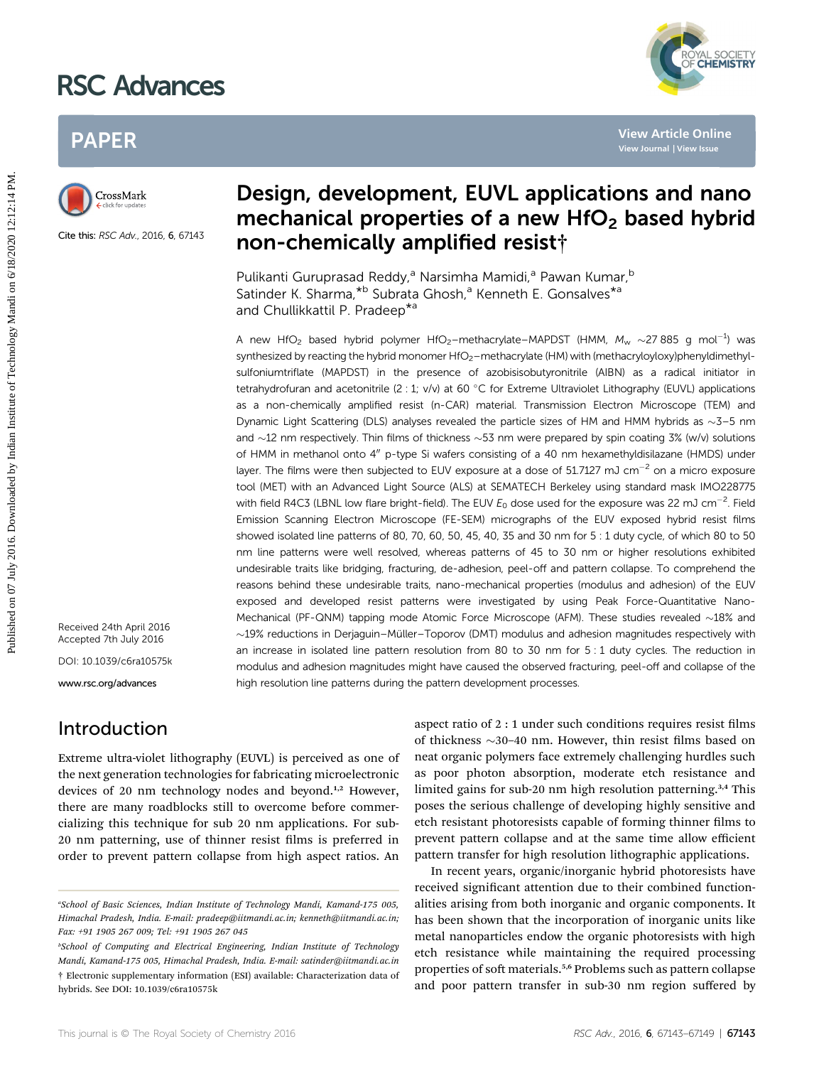# Design, development, EUVL applications and nano mechanical properties of a new $HfO_2$ based hybrid non-chemically amplified resist†

Pulikanti Guruprasad Reddy,[a] Narsimha Mamidi,[a] Pawan Kumar,[b] Satinder K. Sharma,*[b] Subrata Ghosh,[a] Kenneth E. Gonsalves*[a] and Chullikkattil P. Pradeep*[a]

Cite this: RSC Adv., 2016, 6, 67143

Received 24th April 2016
Accepted 7th July 2016

DOI: 10.1039/c6ra10575k

www.rsc.org/advances

A new $HfO_2$ based hybrid polymer $HfO_2$–methacrylate–MAPDST (HMM, $M_w$ ∼27 885 g $mol^{-1}$) was synthesized by reacting the hybrid monomer $HfO_2$–methacrylate (HM) with (methacryloyloxy)phenyldimethylsulfoniumtriflate (MAPDST) in the presence of azobisisobutyronitrile (AIBN) as a radical initiator in tetrahydrofuran and acetonitrile (2 : 1; v/v) at 60 °C for Extreme Ultraviolet Lithography (EUVL) applications as a non-chemically amplified resist (n-CAR) material. Transmission Electron Microscope (TEM) and Dynamic Light Scattering (DLS) analyses revealed the particle sizes of HM and HMM hybrids as ∼3–5 nm and ∼12 nm respectively. Thin films of thickness ∼53 nm were prepared by spin coating 3% (w/v) solutions of HMM in methanol onto 4″ p-type Si wafers consisting of a 40 nm hexamethyldisilazane (HMDS) under layer. The films were then subjected to EUV exposure at a dose of 51.7127 mJ $cm^{-2}$ on a micro exposure tool (MET) with an Advanced Light Source (ALS) at SEMATECH Berkeley using standard mask IMO228775 with field R4C3 (LBNL low flare bright-field). The EUV $E_0$ dose used for the exposure was 22 mJ $cm^{-2}$. Field Emission Scanning Electron Microscope (FE-SEM) micrographs of the EUV exposed hybrid resist films showed isolated line patterns of 80, 70, 60, 50, 45, 40, 35 and 30 nm for 5 : 1 duty cycle, of which 80 to 50 nm line patterns were well resolved, whereas patterns of 45 to 30 nm or higher resolutions exhibited undesirable traits like bridging, fracturing, de-adhesion, peel-off and pattern collapse. To comprehend the reasons behind these undesirable traits, nano-mechanical properties (modulus and adhesion) of the EUV exposed and developed resist patterns were investigated by using Peak Force-Quantitative Nano-Mechanical (PF-QNM) tapping mode Atomic Force Microscope (AFM). These studies revealed ∼18% and ∼19% reductions in Derjaguin–Müller–Toporov (DMT) modulus and adhesion magnitudes respectively with an increase in isolated line pattern resolution from 80 to 30 nm for 5 : 1 duty cycles. The reduction in modulus and adhesion magnitudes might have caused the observed fracturing, peel-off and collapse of the high resolution line patterns during the pattern development processes.

## Introduction

Extreme ultra-violet lithography (EUVL) is perceived as one of the next generation technologies for fabricating microelectronic devices of 20 nm technology nodes and beyond.[1,2] However, there are many roadblocks still to overcome before commercializing this technique for sub 20 nm applications. For sub-20 nm patterning, use of thinner resist films is preferred in order to prevent pattern collapse from high aspect ratios. An aspect ratio of 2 : 1 under such conditions requires resist films of thickness ∼30–40 nm. However, thin resist films based on neat organic polymers face extremely challenging hurdles such as poor photon absorption, moderate etch resistance and limited gains for sub-20 nm high resolution patterning.[3,4] This poses the serious challenge of developing highly sensitive and etch resistant photoresists capable of forming thinner films to prevent pattern collapse and at the same time allow efficient pattern transfer for high resolution lithographic applications.

In recent years, organic/inorganic hybrid photoresists have received significant attention due to their combined functionalities arising from both inorganic and organic components. It has been shown that the incorporation of inorganic units like metal nanoparticles endow the organic photoresists with high etch resistance while maintaining the required processing properties of soft materials.[5,6] Problems such as pattern collapse and poor pattern transfer in sub-30 nm region suffered by

---

[a]School of Basic Sciences, Indian Institute of Technology Mandi, Kamand-175 005, Himachal Pradesh, India. E-mail: pradeep@iitmandi.ac.in; kenneth@iitmandi.ac.in; Fax: +91 1905 267 009; Tel: +91 1905 267 045

[b]School of Computing and Electrical Engineering, Indian Institute of Technology Mandi, Kamand-175 005, Himachal Pradesh, India. E-mail: satinder@iitmandi.ac.in

† Electronic supplementary information (ESI) available: Characterization data of hybrids. See DOI: 10.1039/c6ra10575k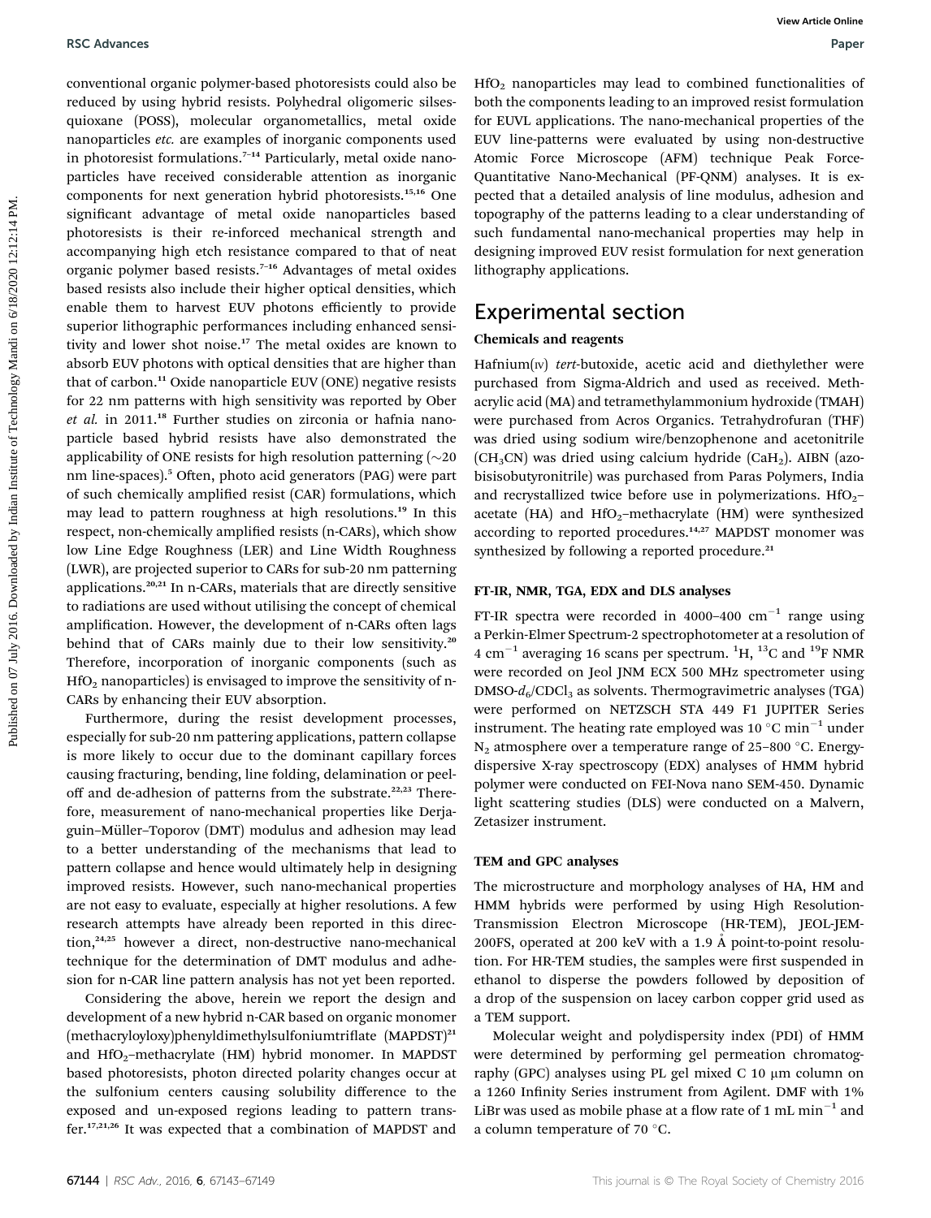conventional organic polymer-based photoresists could also be reduced by using hybrid resists. Polyhedral oligomeric silsesquioxane (POSS), molecular organometallics, metal oxide nanoparticles *etc.* are examples of inorganic components used in photoresist formulations.[7–14] Particularly, metal oxide nanoparticles have received considerable attention as inorganic components for next generation hybrid photoresists.[15,16] One significant advantage of metal oxide nanoparticles based photoresists is their re-inforced mechanical strength and accompanying high etch resistance compared to that of neat organic polymer based resists.[7–16] Advantages of metal oxides based resists also include their higher optical densities, which enable them to harvest EUV photons efficiently to provide superior lithographic performances including enhanced sensitivity and lower shot noise.[17] The metal oxides are known to absorb EUV photons with optical densities that are higher than that of carbon.[11] Oxide nanoparticle EUV (ONE) negative resists for 22 nm patterns with high sensitivity was reported by Ober *et al.* in 2011.[18] Further studies on zirconia or hafnia nanoparticle based hybrid resists have also demonstrated the applicability of ONE resists for high resolution patterning (~20 nm line-spaces).[5] Often, photo acid generators (PAG) were part of such chemically amplified resist (CAR) formulations, which may lead to pattern roughness at high resolutions.[19] In this respect, non-chemically amplified resists (n-CARs), which show low Line Edge Roughness (LER) and Line Width Roughness (LWR), are projected superior to CARs for sub-20 nm patterning applications.[20,21] In n-CARs, materials that are directly sensitive to radiations are used without utilising the concept of chemical amplification. However, the development of n-CARs often lags behind that of CARs mainly due to their low sensitivity.[20] Therefore, incorporation of inorganic components (such as $HfO_2$ nanoparticles) is envisaged to improve the sensitivity of n-CARs by enhancing their EUV absorption.

Furthermore, during the resist development processes, especially for sub-20 nm pattering applications, pattern collapse is more likely to occur due to the dominant capillary forces causing fracturing, bending, line folding, delamination or peel-off and de-adhesion of patterns from the substrate.[22,23] Therefore, measurement of nano-mechanical properties like Derjaguin–Müller–Toporov (DMT) modulus and adhesion may lead to a better understanding of the mechanisms that lead to pattern collapse and hence would ultimately help in designing improved resists. However, such nano-mechanical properties are not easy to evaluate, especially at higher resolutions. A few research attempts have already been reported in this direction,[24,25] however a direct, non-destructive nano-mechanical technique for the determination of DMT modulus and adhesion for n-CAR line pattern analysis has not yet been reported.

Considering the above, herein we report the design and development of a new hybrid n-CAR based on organic monomer (methacryloyloxy)phenyldimethylsulfoniumtriflate (MAPDST)[21] and $HfO_2$–methacrylate (HM) hybrid monomer. In MAPDST based photoresists, photon directed polarity changes occur at the sulfonium centers causing solubility difference to the exposed and un-exposed regions leading to pattern transfer.[17,21,26] It was expected that a combination of MAPDST and $HfO_2$ nanoparticles may lead to combined functionalities of both the components leading to an improved resist formulation for EUVL applications. The nano-mechanical properties of the EUV line-patterns were evaluated by using non-destructive Atomic Force Microscope (AFM) technique Peak Force-Quantitative Nano-Mechanical (PF-QNM) analyses. It is expected that a detailed analysis of line modulus, adhesion and topography of the patterns leading to a clear understanding of such fundamental nano-mechanical properties may help in designing improved EUV resist formulation for next generation lithography applications.

# Experimental section

### Chemicals and reagents

Hafnium(IV) *tert*-butoxide, acetic acid and diethylether were purchased from Sigma-Aldrich and used as received. Methacrylic acid (MA) and tetramethylammonium hydroxide (TMAH) were purchased from Acros Organics. Tetrahydrofuran (THF) was dried using sodium wire/benzophenone and acetonitrile ($CH_3CN$) was dried using calcium hydride ($CaH_2$). AIBN (azobisisobutyronitrile) was purchased from Paras Polymers, India and recrystallized twice before use in polymerizations. $HfO_2$–acetate (HA) and $HfO_2$–methacrylate (HM) were synthesized according to reported procedures.[14,27] MAPDST monomer was synthesized by following a reported procedure.[21]

### FT-IR, NMR, TGA, EDX and DLS analyses

FT-IR spectra were recorded in 4000–400 $cm^{-1}$ range using a Perkin-Elmer Spectrum-2 spectrophotometer at a resolution of 4 $cm^{-1}$ averaging 16 scans per spectrum. $^{1}H$, $^{13}C$ and $^{19}F$ NMR were recorded on Jeol JNM ECX 500 MHz spectrometer using DMSO-$d_6$/$CDCl_3$ as solvents. Thermogravimetric analyses (TGA) were performed on NETZSCH STA 449 F1 JUPITER Series instrument. The heating rate employed was 10 °C $min^{-1}$ under $N_2$ atmosphere over a temperature range of 25–800 °C. Energy-dispersive X-ray spectroscopy (EDX) analyses of HMM hybrid polymer were conducted on FEI-Nova nano SEM-450. Dynamic light scattering studies (DLS) were conducted on a Malvern, Zetasizer instrument.

### TEM and GPC analyses

The microstructure and morphology analyses of HA, HM and HMM hybrids were performed by using High Resolution-Transmission Electron Microscope (HR-TEM), JEOL-JEM-200FS, operated at 200 keV with a 1.9 Å point-to-point resolution. For HR-TEM studies, the samples were first suspended in ethanol to disperse the powders followed by deposition of a drop of the suspension on lacey carbon copper grid used as a TEM support.

Molecular weight and polydispersity index (PDI) of HMM were determined by performing gel permeation chromatography (GPC) analyses using PL gel mixed C 10 μm column on a 1260 Infinity Series instrument from Agilent. DMF with 1% LiBr was used as mobile phase at a flow rate of 1 mL $min^{-1}$ and a column temperature of 70 °C.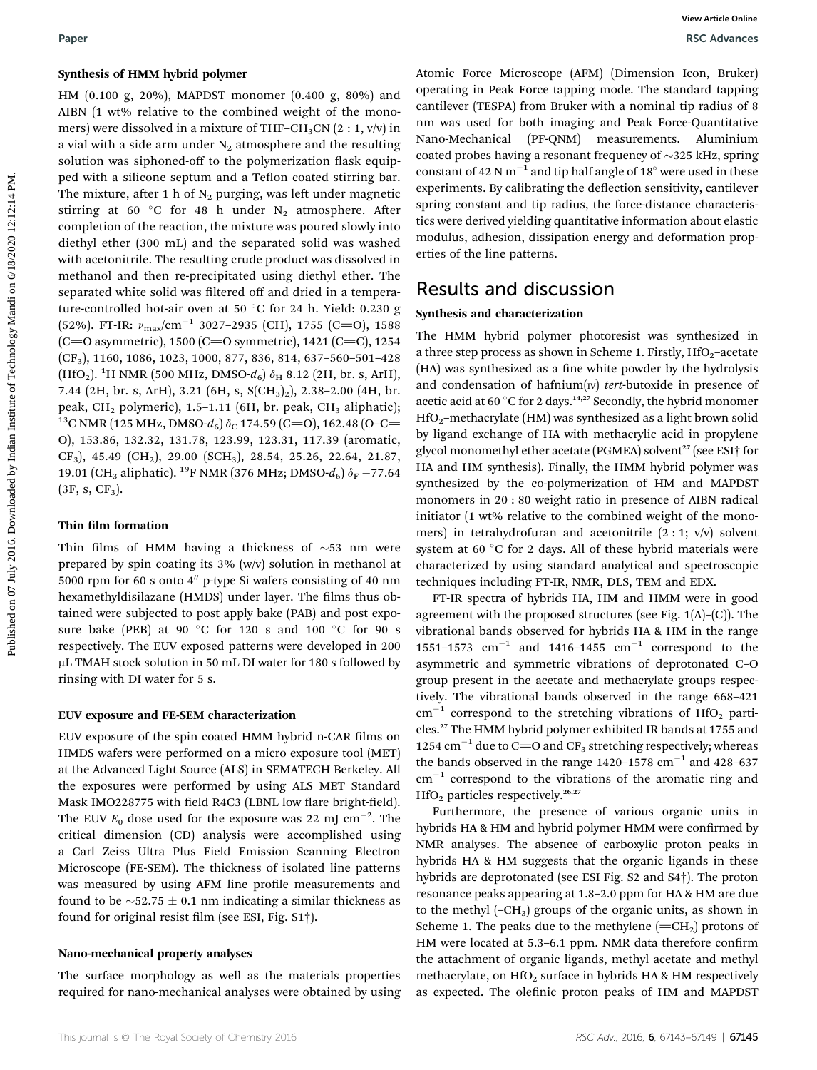### Synthesis of HMM hybrid polymer

HM (0.100 g, 20%), MAPDST monomer (0.400 g, 80%) and AIBN (1 wt% relative to the combined weight of the monomers) were dissolved in a mixture of THF–$CH_3CN$ (2 : 1, v/v) in a vial with a side arm under $N_2$ atmosphere and the resulting solution was siphoned-off to the polymerization flask equipped with a silicone septum and a Teflon coated stirring bar. The mixture, after 1 h of $N_2$ purging, was left under magnetic stirring at 60 °C for 48 h under $N_2$ atmosphere. After completion of the reaction, the mixture was poured slowly into diethyl ether (300 mL) and the separated solid was washed with acetonitrile. The resulting crude product was dissolved in methanol and then re-precipitated using diethyl ether. The separated white solid was filtered off and dried in a temperature-controlled hot-air oven at 50 °C for 24 h. Yield: 0.230 g (52%). FT-IR: $\nu_{max}$/cm$^{-1}$ 3027–2935 (CH), 1755 (C=O), 1588 (C=O asymmetric), 1500 (C=O symmetric), 1421 (C=C), 1254 ($CF_3$), 1160, 1086, 1023, 1000, 877, 836, 814, 637–560–501–428 ($HfO_2$). $^1$H NMR (500 MHz, DMSO-$d_6$) $\delta_H$ 8.12 (2H, br. s, ArH), 7.44 (2H, br. s, ArH), 3.21 (6H, s, $S(CH_3)_2$), 2.38–2.00 (4H, br. peak, $CH_2$ polymeric), 1.5–1.11 (6H, br. peak, $CH_3$ aliphatic); $^{13}$C NMR (125 MHz, DMSO-$d_6$) $\delta_C$ 174.59 (C=O), 162.48 (O–C=O), 153.86, 132.32, 131.78, 123.99, 123.31, 117.39 (aromatic, $CF_3$), 45.49 ($CH_2$), 29.00 ($SCH_3$), 28.54, 25.26, 22.64, 21.87, 19.01 ($CH_3$ aliphatic). $^{19}$F NMR (376 MHz; DMSO-$d_6$) $\delta_F$ −77.64 (3F, s, $CF_3$).

### Thin film formation

Thin films of HMM having a thickness of ~53 nm were prepared by spin coating its 3% (w/v) solution in methanol at 5000 rpm for 60 s onto 4″ p-type Si wafers consisting of 40 nm hexamethyldisilazane (HMDS) under layer. The films thus obtained were subjected to post apply bake (PAB) and post exposure bake (PEB) at 90 °C for 120 s and 100 °C for 90 s respectively. The EUV exposed patterns were developed in 200 μL TMAH stock solution in 50 mL DI water for 180 s followed by rinsing with DI water for 5 s.

### EUV exposure and FE-SEM characterization

EUV exposure of the spin coated HMM hybrid n-CAR films on HMDS wafers were performed on a micro exposure tool (MET) at the Advanced Light Source (ALS) in SEMATECH Berkeley. All the exposures were performed by using ALS MET Standard Mask IMO228775 with field R4C3 (LBNL low flare bright-field). The EUV $E_0$ dose used for the exposure was 22 mJ cm$^{-2}$. The critical dimension (CD) analysis were accomplished using a Carl Zeiss Ultra Plus Field Emission Scanning Electron Microscope (FE-SEM). The thickness of isolated line patterns was measured by using AFM line profile measurements and found to be ~52.75 ± 0.1 nm indicating a similar thickness as found for original resist film (see ESI, Fig. S1†).

### Nano-mechanical property analyses

The surface morphology as well as the materials properties required for nano-mechanical analyses were obtained by using Atomic Force Microscope (AFM) (Dimension Icon, Bruker) operating in Peak Force tapping mode. The standard tapping cantilever (TESPA) from Bruker with a nominal tip radius of 8 nm was used for both imaging and Peak Force-Quantitative Nano-Mechanical (PF-QNM) measurements. Aluminium coated probes having a resonant frequency of ~325 kHz, spring constant of 42 N m$^{-1}$ and tip half angle of 18° were used in these experiments. By calibrating the deflection sensitivity, cantilever spring constant and tip radius, the force-distance characteristics were derived yielding quantitative information about elastic modulus, adhesion, dissipation energy and deformation properties of the line patterns.

## Results and discussion

### Synthesis and characterization

The HMM hybrid polymer photoresist was synthesized in a three step process as shown in Scheme 1. Firstly, $HfO_2$–acetate (HA) was synthesized as a fine white powder by the hydrolysis and condensation of hafnium(IV) *tert*-butoxide in presence of acetic acid at 60 °C for 2 days.[14,27] Secondly, the hybrid monomer $HfO_2$–methacrylate (HM) was synthesized as a light brown solid by ligand exchange of HA with methacrylic acid in propylene glycol monomethyl ether acetate (PGMEA) solvent[27] (see ESI† for HA and HM synthesis). Finally, the HMM hybrid polymer was synthesized by the co-polymerization of HM and MAPDST monomers in 20 : 80 weight ratio in presence of AIBN radical initiator (1 wt% relative to the combined weight of the monomers) in tetrahydrofuran and acetonitrile (2 : 1; v/v) solvent system at 60 °C for 2 days. All of these hybrid materials were characterized by using standard analytical and spectroscopic techniques including FT-IR, NMR, DLS, TEM and EDX.

FT-IR spectra of hybrids HA, HM and HMM were in good agreement with the proposed structures (see Fig. 1(A)–(C)). The vibrational bands observed for hybrids HA & HM in the range 1551–1573 cm$^{-1}$ and 1416–1455 cm$^{-1}$ correspond to the asymmetric and symmetric vibrations of deprotonated C–O group present in the acetate and methacrylate groups respectively. The vibrational bands observed in the range 668–421 cm$^{-1}$ correspond to the stretching vibrations of $HfO_2$ particles.[27] The HMM hybrid polymer exhibited IR bands at 1755 and 1254 cm$^{-1}$ due to C=O and $CF_3$ stretching respectively; whereas the bands observed in the range 1420–1578 cm$^{-1}$ and 428–637 cm$^{-1}$ correspond to the vibrations of the aromatic ring and $HfO_2$ particles respectively.[26,27]

Furthermore, the presence of various organic units in hybrids HA & HM and hybrid polymer HMM were confirmed by NMR analyses. The absence of carboxylic proton peaks in hybrids HA & HM suggests that the organic ligands in these hybrids are deprotonated (see ESI Fig. S2 and S4†). The proton resonance peaks appearing at 1.8–2.0 ppm for HA & HM are due to the methyl (–$CH_3$) groups of the organic units, as shown in Scheme 1. The peaks due to the methylene (=$CH_2$) protons of HM were located at 5.3–6.1 ppm. NMR data therefore confirm the attachment of organic ligands, methyl acetate and methyl methacrylate, on $HfO_2$ surface in hybrids HA & HM respectively as expected. The olefinic proton peaks of HM and MAPDST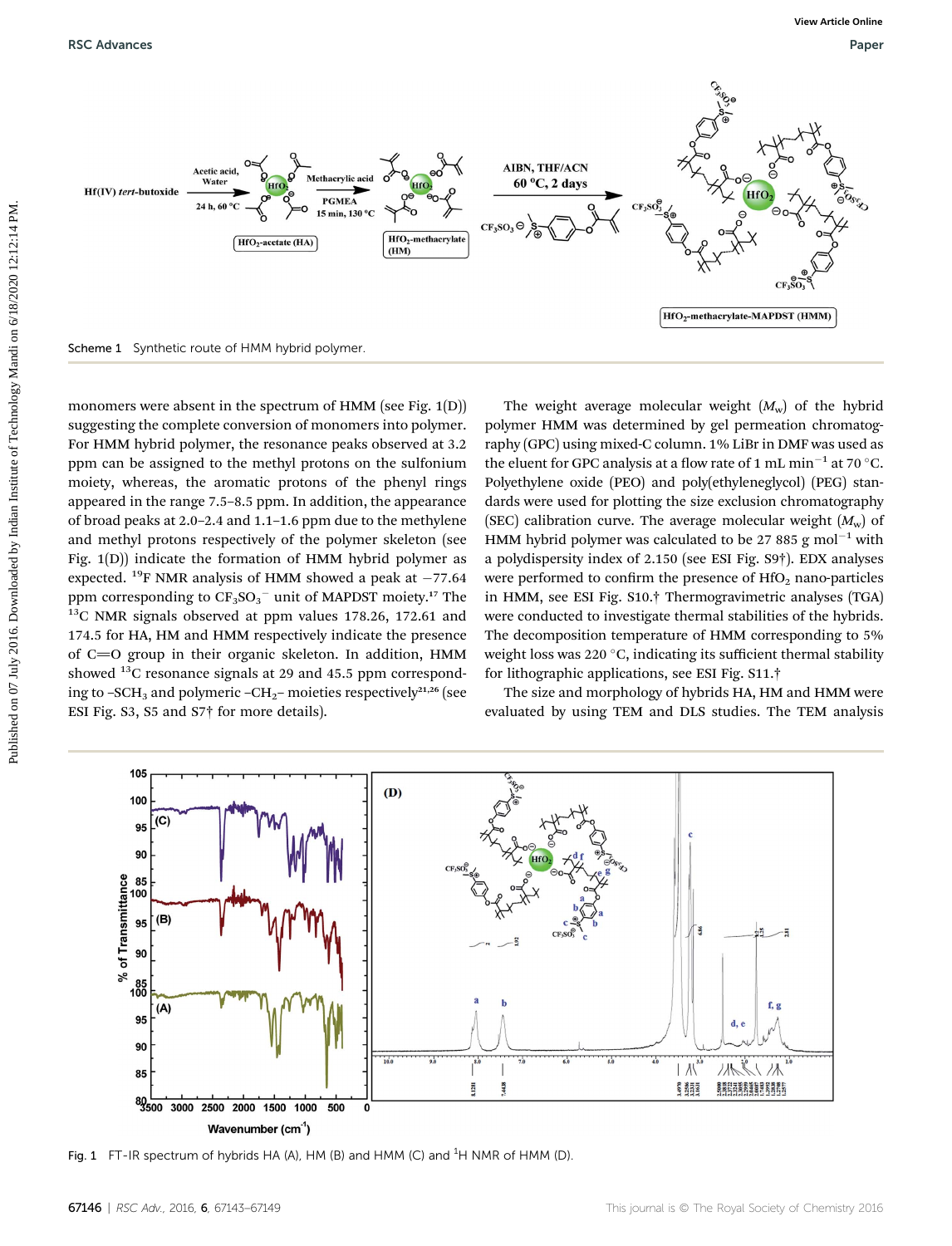Scheme 1 Synthetic route of HMM hybrid polymer.

monomers were absent in the spectrum of HMM (see Fig. 1(D)) suggesting the complete conversion of monomers into polymer. For HMM hybrid polymer, the resonance peaks observed at 3.2 ppm can be assigned to the methyl protons on the sulfonium moiety, whereas, the aromatic protons of the phenyl rings appeared in the range 7.5–8.5 ppm. In addition, the appearance of broad peaks at 2.0–2.4 and 1.1–1.6 ppm due to the methylene and methyl protons respectively of the polymer skeleton (see Fig. 1(D)) indicate the formation of HMM hybrid polymer as expected. $^{19}$F NMR analysis of HMM showed a peak at −77.64 ppm corresponding to $CF_3SO_3^-$ unit of MAPDST moiety.[17] The $^{13}$C NMR signals observed at ppm values 178.26, 172.61 and 174.5 for HA, HM and HMM respectively indicate the presence of C=O group in their organic skeleton. In addition, HMM showed $^{13}$C resonance signals at 29 and 45.5 ppm corresponding to $-SCH_3$ and polymeric $-CH_2-$ moieties respectively[21,26] (see ESI Fig. S3, S5 and S7† for more details).

The weight average molecular weight ($M_w$) of the hybrid polymer HMM was determined by gel permeation chromatography (GPC) using mixed-C column. 1% LiBr in DMF was used as the eluent for GPC analysis at a flow rate of 1 mL min$^{-1}$ at 70 °C. Polyethylene oxide (PEO) and poly(ethyleneglycol) (PEG) standards were used for plotting the size exclusion chromatography (SEC) calibration curve. The average molecular weight ($M_w$) of HMM hybrid polymer was calculated to be 27 885 g mol$^{-1}$ with a polydispersity index of 2.150 (see ESI Fig. S9†). EDX analyses were performed to confirm the presence of $HfO_2$ nano-particles in HMM, see ESI Fig. S10.† Thermogravimetric analyses (TGA) were conducted to investigate thermal stabilities of the hybrids. The decomposition temperature of HMM corresponding to 5% weight loss was 220 °C, indicating its sufficient thermal stability for lithographic applications, see ESI Fig. S11.†

The size and morphology of hybrids HA, HM and HMM were evaluated by using TEM and DLS studies. The TEM analysis

Fig. 1 FT-IR spectrum of hybrids HA (A), HM (B) and HMM (C) and $^1$H NMR of HMM (D).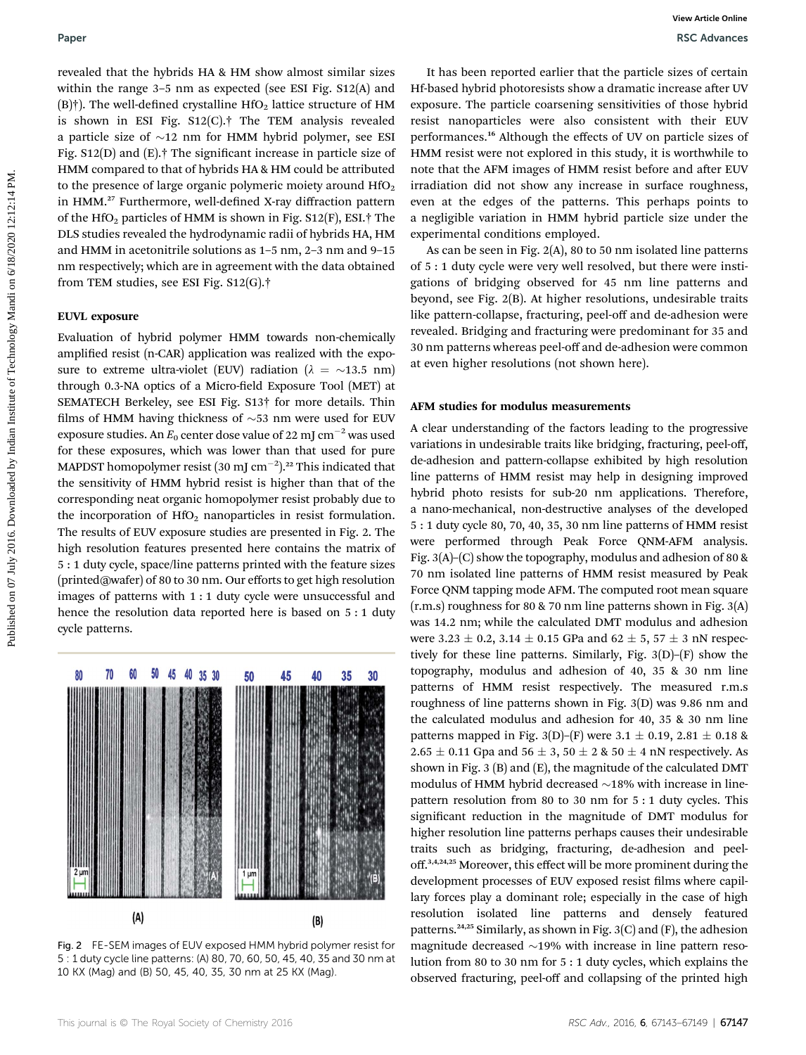revealed that the hybrids HA & HM show almost similar sizes within the range 3–5 nm as expected (see ESI Fig. S12(A) and (B)†). The well-defined crystalline $HfO_2$ lattice structure of HM is shown in ESI Fig. S12(C).† The TEM analysis revealed a particle size of ~12 nm for HMM hybrid polymer, see ESI Fig. S12(D) and (E).† The significant increase in particle size of HMM compared to that of hybrids HA & HM could be attributed to the presence of large organic polymeric moiety around $HfO_2$ in HMM.[27] Furthermore, well-defined X-ray diffraction pattern of the $HfO_2$ particles of HMM is shown in Fig. S12(F), ESI.† The DLS studies revealed the hydrodynamic radii of hybrids HA, HM and HMM in acetonitrile solutions as 1–5 nm, 2–3 nm and 9–15 nm respectively; which are in agreement with the data obtained from TEM studies, see ESI Fig. S12(G).†

### EUVL exposure

Evaluation of hybrid polymer HMM towards non-chemically amplified resist (n-CAR) application was realized with the exposure to extreme ultra-violet (EUV) radiation ($\lambda$ = ~13.5 nm) through 0.3-NA optics of a Micro-field Exposure Tool (MET) at SEMATECH Berkeley, see ESI Fig. S13† for more details. Thin films of HMM having thickness of ~53 nm were used for EUV exposure studies. An $E_0$ center dose value of 22 mJ $cm^{-2}$ was used for these exposures, which was lower than that used for pure MAPDST homopolymer resist (30 mJ $cm^{-2}$).[22] This indicated that the sensitivity of HMM hybrid resist is higher than that of the corresponding neat organic homopolymer resist probably due to the incorporation of $HfO_2$ nanoparticles in resist formulation. The results of EUV exposure studies are presented in Fig. 2. The high resolution features presented here contains the matrix of 5 : 1 duty cycle, space/line patterns printed with the feature sizes (printed@wafer) of 80 to 30 nm. Our efforts to get high resolution images of patterns with 1 : 1 duty cycle were unsuccessful and hence the resolution data reported here is based on 5 : 1 duty cycle patterns.

Fig. 2 FE-SEM images of EUV exposed HMM hybrid polymer resist for 5 : 1 duty cycle line patterns: (A) 80, 70, 60, 50, 45, 40, 35 and 30 nm at 10 KX (Mag) and (B) 50, 45, 40, 35, 30 nm at 25 KX (Mag).

It has been reported earlier that the particle sizes of certain Hf-based hybrid photoresists show a dramatic increase after UV exposure. The particle coarsening sensitivities of those hybrid resist nanoparticles were also consistent with their EUV performances.[16] Although the effects of UV on particle sizes of HMM resist were not explored in this study, it is worthwhile to note that the AFM images of HMM resist before and after EUV irradiation did not show any increase in surface roughness, even at the edges of the patterns. This perhaps points to a negligible variation in HMM hybrid particle size under the experimental conditions employed.

As can be seen in Fig. 2(A), 80 to 50 nm isolated line patterns of 5 : 1 duty cycle were very well resolved, but there were instigations of bridging observed for 45 nm line patterns and beyond, see Fig. 2(B). At higher resolutions, undesirable traits like pattern-collapse, fracturing, peel-off and de-adhesion were revealed. Bridging and fracturing were predominant for 35 and 30 nm patterns whereas peel-off and de-adhesion were common at even higher resolutions (not shown here).

### AFM studies for modulus measurements

A clear understanding of the factors leading to the progressive variations in undesirable traits like bridging, fracturing, peel-off, de-adhesion and pattern-collapse exhibited by high resolution line patterns of HMM resist may help in designing improved hybrid photo resists for sub-20 nm applications. Therefore, a nano-mechanical, non-destructive analyses of the developed 5 : 1 duty cycle 80, 70, 40, 35, 30 nm line patterns of HMM resist were performed through Peak Force QNM-AFM analysis. Fig. 3(A)–(C) show the topography, modulus and adhesion of 80 & 70 nm isolated line patterns of HMM resist measured by Peak Force QNM tapping mode AFM. The computed root mean square (r.m.s) roughness for 80 & 70 nm line patterns shown in Fig. 3(A) was 14.2 nm; while the calculated DMT modulus and adhesion were 3.23 ± 0.2, 3.14 ± 0.15 GPa and 62 ± 5, 57 ± 3 nN respectively for these line patterns. Similarly, Fig. 3(D)–(F) show the topography, modulus and adhesion of 40, 35 & 30 nm line patterns of HMM resist respectively. The measured r.m.s roughness of line patterns shown in Fig. 3(D) was 9.86 nm and the calculated modulus and adhesion for 40, 35 & 30 nm line patterns mapped in Fig. 3(D)–(F) were 3.1 ± 0.19, 2.81 ± 0.18 & 2.65 ± 0.11 Gpa and 56 ± 3, 50 ± 2 & 50 ± 4 nN respectively. As shown in Fig. 3 (B) and (E), the magnitude of the calculated DMT modulus of HMM hybrid decreased ~18% with increase in line-pattern resolution from 80 to 30 nm for 5 : 1 duty cycles. This significant reduction in the magnitude of DMT modulus for higher resolution line patterns perhaps causes their undesirable traits such as bridging, fracturing, de-adhesion and peel-off.[3,4,24,25] Moreover, this effect will be more prominent during the development processes of EUV exposed resist films where capillary forces play a dominant role; especially in the case of high resolution isolated line patterns and densely featured patterns.[24,25] Similarly, as shown in Fig. 3(C) and (F), the adhesion magnitude decreased ~19% with increase in line pattern resolution from 80 to 30 nm for 5 : 1 duty cycles, which explains the observed fracturing, peel-off and collapsing of the printed high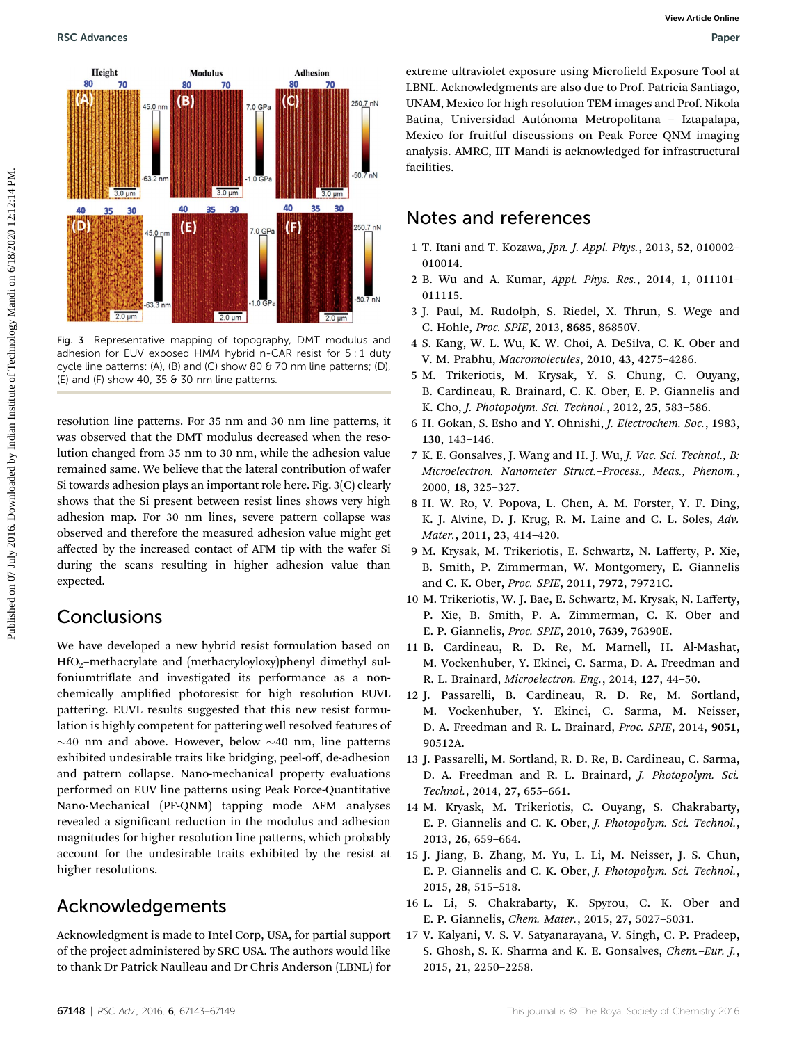Fig. 3 Representative mapping of topography, DMT modulus and adhesion for EUV exposed HMM hybrid n-CAR resist for 5 : 1 duty cycle line patterns: (A), (B) and (C) show 80 & 70 nm line patterns; (D), (E) and (F) show 40, 35 & 30 nm line patterns.

resolution line patterns. For 35 nm and 30 nm line patterns, it was observed that the DMT modulus decreased when the resolution changed from 35 nm to 30 nm, while the adhesion value remained same. We believe that the lateral contribution of wafer Si towards adhesion plays an important role here. Fig. 3(C) clearly shows that the Si present between resist lines shows very high adhesion map. For 30 nm lines, severe pattern collapse was observed and therefore the measured adhesion value might get affected by the increased contact of AFM tip with the wafer Si during the scans resulting in higher adhesion value than expected.

## Conclusions

We have developed a new hybrid resist formulation based on $HfO_2$–methacrylate and (methacryloyloxy)phenyl dimethyl sulfoniumtriflate and investigated its performance as a non-chemically amplified photoresist for high resolution EUVL patterning. EUVL results suggested that this new resist formulation is highly competent for pattering well resolved features of ∼40 nm and above. However, below ∼40 nm, line patterns exhibited undesirable traits like bridging, peel-off, de-adhesion and pattern collapse. Nano-mechanical property evaluations performed on EUV line patterns using Peak Force-Quantitative Nano-Mechanical (PF-QNM) tapping mode AFM analyses revealed a significant reduction in the modulus and adhesion magnitudes for higher resolution line patterns, which probably account for the undesirable traits exhibited by the resist at higher resolutions.

## Acknowledgements

Acknowledgment is made to Intel Corp, USA, for partial support of the project administered by SRC USA. The authors would like to thank Dr Patrick Naulleau and Dr Chris Anderson (LBNL) for extreme ultraviolet exposure using Microfield Exposure Tool at LBNL. Acknowledgments are also due to Prof. Patricia Santiago, UNAM, Mexico for high resolution TEM images and Prof. Nikola Batina, Universidad Autónoma Metropolitana – Iztapalapa, Mexico for fruitful discussions on Peak Force QNM imaging analysis. AMRC, IIT Mandi is acknowledged for infrastructural facilities.

## Notes and references

1 T. Itani and T. Kozawa, *Jpn. J. Appl. Phys.*, 2013, **52**, 010002–010014.

2 B. Wu and A. Kumar, *Appl. Phys. Res.*, 2014, **1**, 011101–011115.

3 J. Paul, M. Rudolph, S. Riedel, X. Thrun, S. Wege and C. Hohle, *Proc. SPIE*, 2013, **8685**, 86850V.

4 S. Kang, W. L. Wu, K. W. Choi, A. DeSilva, C. K. Ober and V. M. Prabhu, *Macromolecules*, 2010, **43**, 4275–4286.

5 M. Trikeriotis, M. Krysak, Y. S. Chung, C. Ouyang, B. Cardineau, R. Brainard, C. K. Ober, E. P. Giannelis and K. Cho, *J. Photopolym. Sci. Technol.*, 2012, **25**, 583–586.

6 H. Gokan, S. Esho and Y. Ohnishi, *J. Electrochem. Soc.*, 1983, **130**, 143–146.

7 K. E. Gonsalves, J. Wang and H. J. Wu, *J. Vac. Sci. Technol., B: Microelectron. Nanometer Struct.–Process., Meas., Phenom.*, 2000, **18**, 325–327.

8 H. W. Ro, V. Popova, L. Chen, A. M. Forster, Y. F. Ding, K. J. Alvine, D. J. Krug, R. M. Laine and C. L. Soles, *Adv. Mater.*, 2011, **23**, 414–420.

9 M. Krysak, M. Trikeriotis, E. Schwartz, N. Lafferty, P. Xie, B. Smith, P. Zimmerman, W. Montgomery, E. Giannelis and C. K. Ober, *Proc. SPIE*, 2011, **7972**, 79721C.

10 M. Trikeriotis, W. J. Bae, E. Schwartz, M. Krysak, N. Lafferty, P. Xie, B. Smith, P. A. Zimmerman, C. K. Ober and E. P. Giannelis, *Proc. SPIE*, 2010, **7639**, 76390E.

11 B. Cardineau, R. D. Re, M. Marnell, H. Al-Mashat, M. Vockenhuber, Y. Ekinci, C. Sarma, D. A. Freedman and R. L. Brainard, *Microelectron. Eng.*, 2014, **127**, 44–50.

12 J. Passarelli, B. Cardineau, R. D. Re, M. Sortland, M. Vockenhuber, Y. Ekinci, C. Sarma, M. Neisser, D. A. Freedman and R. L. Brainard, *Proc. SPIE*, 2014, **9051**, 90512A.

13 J. Passarelli, M. Sortland, R. D. Re, B. Cardineau, C. Sarma, D. A. Freedman and R. L. Brainard, *J. Photopolym. Sci. Technol.*, 2014, **27**, 655–661.

14 M. Kryask, M. Trikeriotis, C. Ouyang, S. Chakrabarty, E. P. Giannelis and C. K. Ober, *J. Photopolym. Sci. Technol.*, 2013, **26**, 659–664.

15 J. Jiang, B. Zhang, M. Yu, L. Li, M. Neisser, J. S. Chun, E. P. Giannelis and C. K. Ober, *J. Photopolym. Sci. Technol.*, 2015, **28**, 515–518.

16 L. Li, S. Chakrabarty, K. Spyrou, C. K. Ober and E. P. Giannelis, *Chem. Mater.*, 2015, **27**, 5027–5031.

17 V. Kalyani, V. S. V. Satyanarayana, V. Singh, C. P. Pradeep, S. Ghosh, S. K. Sharma and K. E. Gonsalves, *Chem.–Eur. J.*, 2015, **21**, 2250–2258.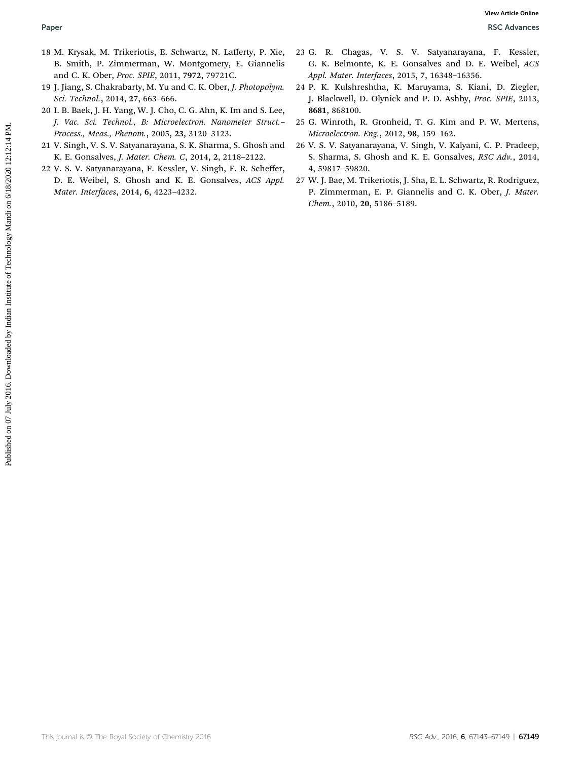18 M. Krysak, M. Trikeriotis, E. Schwartz, N. Lafferty, P. Xie, B. Smith, P. Zimmerman, W. Montgomery, E. Giannelis and C. K. Ober, *Proc. SPIE*, 2011, **7972**, 79721C.

19 J. Jiang, S. Chakrabarty, M. Yu and C. K. Ober, *J. Photopolym. Sci. Technol.*, 2014, **27**, 663–666.

20 I. B. Baek, J. H. Yang, W. J. Cho, C. G. Ahn, K. Im and S. Lee, *J. Vac. Sci. Technol., B: Microelectron. Nanometer Struct.–Process., Meas., Phenom.*, 2005, **23**, 3120–3123.

21 V. Singh, V. S. V. Satyanarayana, S. K. Sharma, S. Ghosh and K. E. Gonsalves, *J. Mater. Chem. C*, 2014, **2**, 2118–2122.

22 V. S. V. Satyanarayana, F. Kessler, V. Singh, F. R. Scheffer, D. E. Weibel, S. Ghosh and K. E. Gonsalves, *ACS Appl. Mater. Interfaces*, 2014, **6**, 4223–4232.

23 G. R. Chagas, V. S. V. Satyanarayana, F. Kessler, G. K. Belmonte, K. E. Gonsalves and D. E. Weibel, *ACS Appl. Mater. Interfaces*, 2015, **7**, 16348–16356.

24 P. K. Kulshreshtha, K. Maruyama, S. Kiani, D. Ziegler, J. Blackwell, D. Olynick and P. D. Ashby, *Proc. SPIE*, 2013, **8681**, 868100.

25 G. Winroth, R. Gronheid, T. G. Kim and P. W. Mertens, *Microelectron. Eng.*, 2012, **98**, 159–162.

26 V. S. V. Satyanarayana, V. Singh, V. Kalyani, C. P. Pradeep, S. Sharma, S. Ghosh and K. E. Gonsalves, *RSC Adv.*, 2014, **4**, 59817–59820.

27 W. J. Bae, M. Trikeriotis, J. Sha, E. L. Schwartz, R. Rodriguez, P. Zimmerman, E. P. Giannelis and C. K. Ober, *J. Mater. Chem.*, 2010, **20**, 5186–5189.